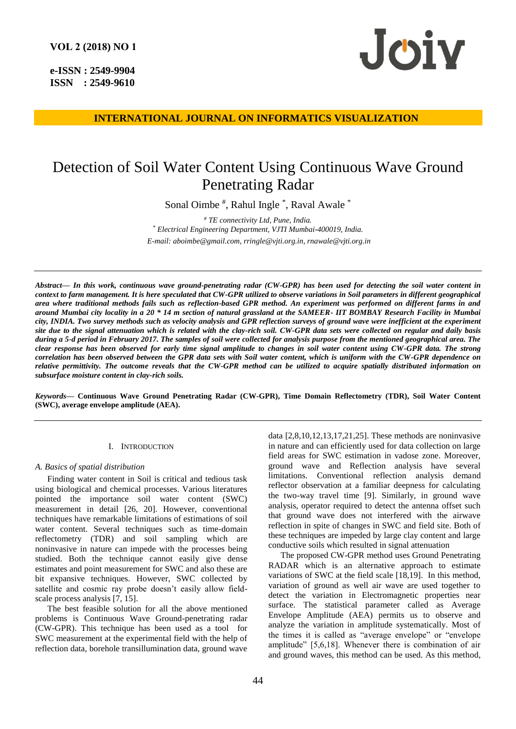# Detection of Soil Water Content Using Continuous Wave Ground Penetrating Radar

Sonal Oimbe [#], Rahul Ingle [*], Raval Awale [*]

[#] *TE connectivity Ltd, Pune, India.*
[*] *Electrical Engineering Department, VJTI Mumbai-400019, India.*
*E-mail: aboimbe@gmail.com, rringle@vjti.org.in, rnawale@vjti.org.in*

***Abstract*— *In this work, continuous wave ground-penetrating radar (CW-GPR) has been used for detecting the soil water content in context to farm management. It is here speculated that CW-GPR utilized to observe variations in Soil parameters in different geographical area where traditional methods fails such as reflection-based GPR method. An experiment was performed on different farms in and around Mumbai city locality in a 20 * 14 m section of natural grassland at the SAMEER- IIT BOMBAY Research Facility in Mumbai city, INDIA. Two survey methods such as velocity analysis and GPR reflection surveys of ground wave were inefficient at the experiment site due to the signal attenuation which is related with the clay-rich soil. CW-GPR data sets were collected on regular and daily basis during a 5-d period in February 2017. The samples of soil were collected for analysis purpose from the mentioned geographical area. The clear response has been observed for early time signal amplitude to changes in soil water content using CW-GPR data. The strong correlation has been observed between the GPR data sets with Soil water content, which is uniform with the CW-GPR dependence on relative permittivity. The outcome reveals that the CW-GPR method can be utilized to acquire spatially distributed information on subsurface moisture content in clay-rich soils.***

***Keywords*— Continuous Wave Ground Penetrating Radar (CW-GPR), Time Domain Reflectometry (TDR), Soil Water Content (SWC), average envelope amplitude (AEA).**

## I. Introduction

### *A. Basics of spatial distribution*

Finding water content in Soil is critical and tedious task using biological and chemical processes. Various literatures pointed the importance soil water content (SWC) measurement in detail [26, 20]. However, conventional techniques have remarkable limitations of estimations of soil water content. Several techniques such as time-domain reflectometry (TDR) and soil sampling which are noninvasive in nature can impede with the processes being studied. Both the technique cannot easily give dense estimates and point measurement for SWC and also these are bit expansive techniques. However, SWC collected by satellite and cosmic ray probe doesn't easily allow field-scale process analysis [7, 15].

The best feasible solution for all the above mentioned problems is Continuous Wave Ground-penetrating radar (CW-GPR). This technique has been used as a tool for SWC measurement at the experimental field with the help of reflection data, borehole transillumination data, ground wave data [2,8,10,12,13,17,21,25]. These methods are noninvasive in nature and can efficiently used for data collection on large field areas for SWC estimation in vadose zone. Moreover, ground wave and Reflection analysis have several limitations. Conventional reflection analysis demand reflector observation at a familiar deepness for calculating the two-way travel time [9]. Similarly, in ground wave analysis, operator required to detect the antenna offset such that ground wave does not interfered with the airwave reflection in spite of changes in SWC and field site. Both of these techniques are impeded by large clay content and large conductive soils which resulted in signal attenuation

The proposed CW-GPR method uses Ground Penetrating RADAR which is an alternative approach to estimate variations of SWC at the field scale [18,19]. In this method, variation of ground as well air wave are used together to detect the variation in Electromagnetic properties near surface. The statistical parameter called as Average Envelope Amplitude (AEA) permits us to observe and analyze the variation in amplitude systematically. Most of the times it is called as "average envelope" or "envelope amplitude" [5,6,18]. Whenever there is combination of air and ground waves, this method can be used. As this method,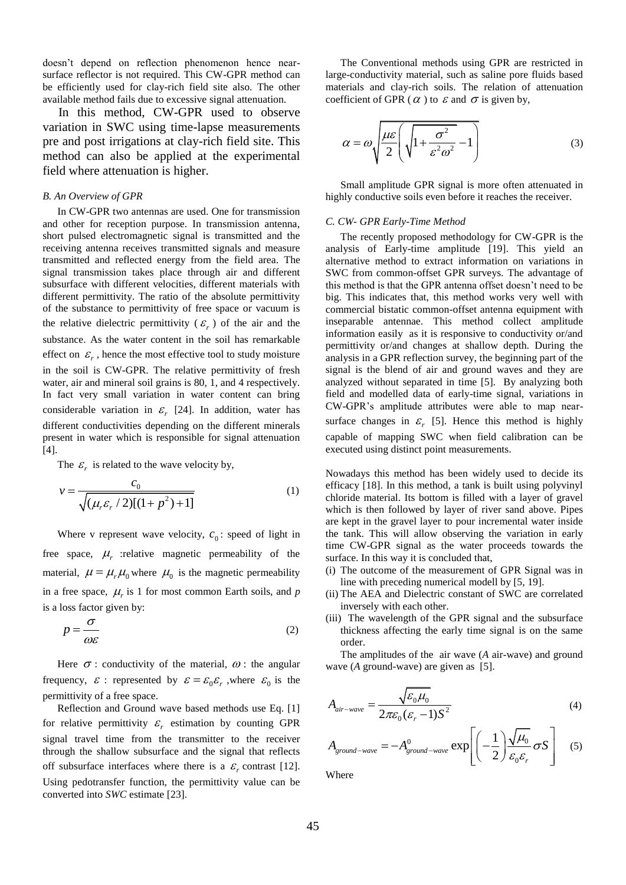doesn't depend on reflection phenomenon hence near-surface reflector is not required. This CW-GPR method can be efficiently used for clay-rich field site also. The other available method fails due to excessive signal attenuation.

In this method, CW-GPR used to observe variation in SWC using time-lapse measurements pre and post irrigations at clay-rich field site. This method can also be applied at the experimental field where attenuation is higher.

### *B. An Overview of GPR*

In CW-GPR two antennas are used. One for transmission and other for reception purpose. In transmission antenna, short pulsed electromagnetic signal is transmitted and the receiving antenna receives transmitted signals and measure transmitted and reflected energy from the field area. The signal transmission takes place through air and different subsurface with different velocities, different materials with different permittivity. The ratio of the absolute permittivity of the substance to permittivity of free space or vacuum is the relative dielectric permittivity ( $\varepsilon_r$ ) of the air and the substance. As the water content in the soil has remarkable effect on $\varepsilon_r$ , hence the most effective tool to study moisture in the soil is CW-GPR. The relative permittivity of fresh water, air and mineral soil grains is 80, 1, and 4 respectively. In fact very small variation in water content can bring considerable variation in $\varepsilon_r$ [24]. In addition, water has different conductivities depending on the different minerals present in water which is responsible for signal attenuation [4].

The $\varepsilon_r$ is related to the wave velocity by,

$$v = \frac{c_0}{\sqrt{(\mu_r \varepsilon_r / 2)[(1 + p^2) + 1]}} \tag{1}$$

Where v represent wave velocity, $c_0$: speed of light in free space, $\mu_r$ :relative magnetic permeability of the material, $\mu = \mu_r \mu_0$ where $\mu_0$ is the magnetic permeability in a free space, $\mu_r$ is 1 for most common Earth soils, and *p* is a loss factor given by:

$$p = \frac{\sigma}{\omega \varepsilon} \tag{2}$$

Here $\sigma$ : conductivity of the material, $\omega$ : the angular frequency, $\varepsilon$ : represented by $\varepsilon = \varepsilon_0 \varepsilon_r$ ,where $\varepsilon_0$ is the permittivity of a free space.

Reflection and Ground wave based methods use Eq. [1] for relative permittivity $\varepsilon_r$ estimation by counting GPR signal travel time from the transmitter to the receiver through the shallow subsurface and the signal that reflects off subsurface interfaces where there is a $\varepsilon_r$ contrast [12]. Using pedotransfer function, the permittivity value can be converted into *SWC* estimate [23].

The Conventional methods using GPR are restricted in large-conductivity material, such as saline pore fluids based materials and clay-rich soils. The relation of attenuation coefficient of GPR ( $\alpha$ ) to $\varepsilon$ and $\sigma$ is given by,

$$\alpha = \omega \sqrt{\frac{\mu \varepsilon}{2} \left( \sqrt{1 + \frac{\sigma^2}{\varepsilon^2 \omega^2}} - 1 \right)} \tag{3}$$

Small amplitude GPR signal is more often attenuated in highly conductive soils even before it reaches the receiver.

### *C. CW- GPR Early-Time Method*

The recently proposed methodology for CW-GPR is the analysis of Early-time amplitude [19]. This yield an alternative method to extract information on variations in SWC from common-offset GPR surveys. The advantage of this method is that the GPR antenna offset doesn't need to be big. This indicates that, this method works very well with commercial bistatic common-offset antenna equipment with inseparable antennae. This method collect amplitude information easily as it is responsive to conductivity or/and permittivity or/and changes at shallow depth. During the analysis in a GPR reflection survey, the beginning part of the signal is the blend of air and ground waves and they are analyzed without separated in time [5]. By analyzing both field and modelled data of early-time signal, variations in CW-GPR's amplitude attributes were able to map near-surface changes in $\varepsilon_r$ [5]. Hence this method is highly capable of mapping SWC when field calibration can be executed using distinct point measurements.

Nowadays this method has been widely used to decide its efficacy [18]. In this method, a tank is built using polyvinyl chloride material. Its bottom is filled with a layer of gravel which is then followed by layer of river sand above. Pipes are kept in the gravel layer to pour incremental water inside the tank. This will allow observing the variation in early time CW-GPR signal as the water proceeds towards the surface. In this way it is concluded that,

(i) The outcome of the measurement of GPR Signal was in line with preceding numerical modell by [5, 19].
(ii) The AEA and Dielectric constant of SWC are correlated inversely with each other.
(iii) The wavelength of the GPR signal and the subsurface thickness affecting the early time signal is on the same order.

The amplitudes of the air wave (*A* air-wave) and ground wave (*A* ground-wave) are given as [5].

$$A_{air-wave} = \frac{\sqrt{\varepsilon_0 \mu_0}}{2\pi \varepsilon_0 (\varepsilon_r - 1) S^2} \tag{4}$$

$$A_{ground-wave} = -A^0_{ground-wave} \exp\left[ \left( -\frac{1}{2} \right) \frac{\sqrt{\mu_0}}{\varepsilon_0 \varepsilon_r} \sigma S \right] \tag{5}$$

Where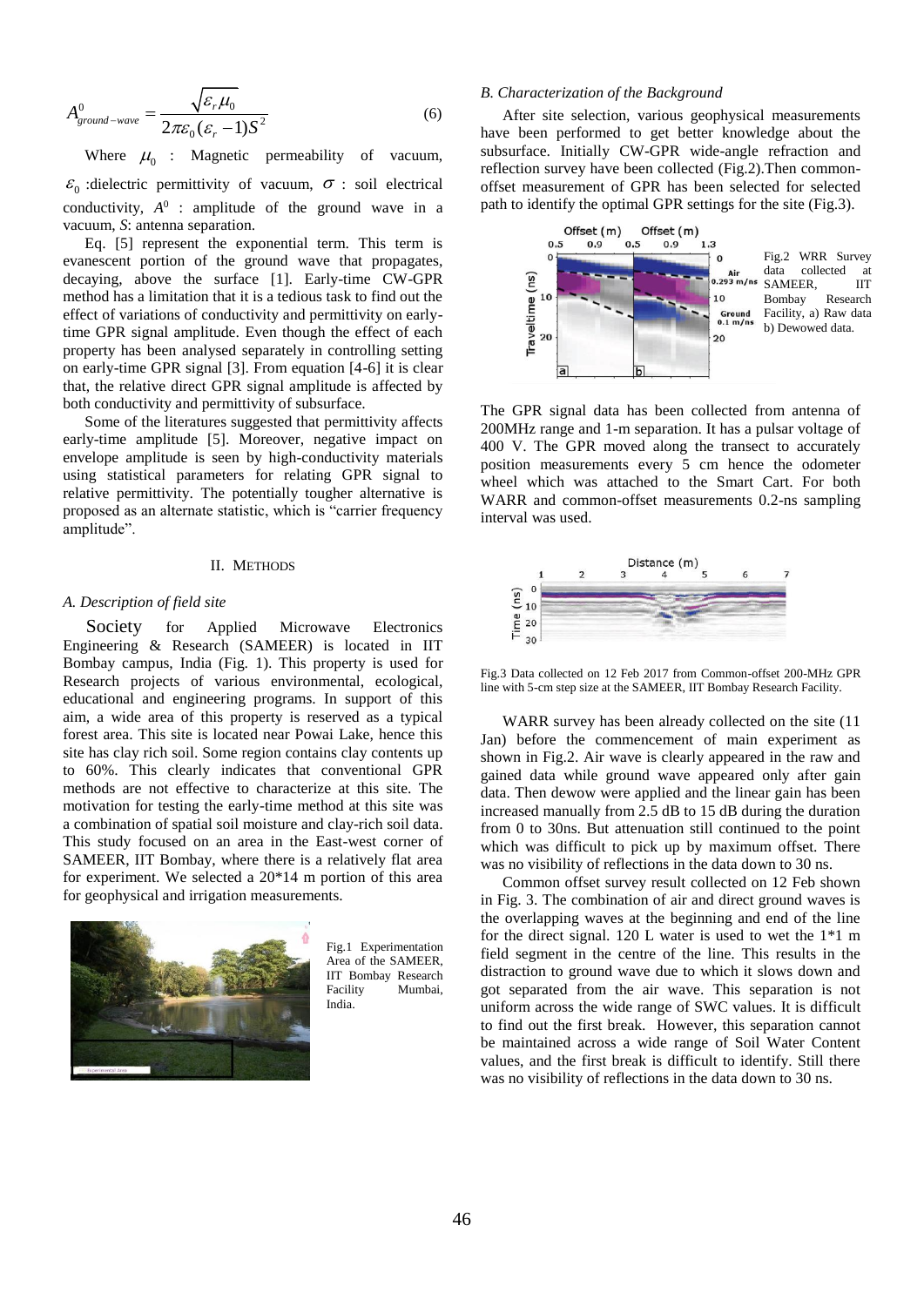$$A^0_{ground-wave} = \frac{\sqrt{\varepsilon_r \mu_0}}{2\pi\varepsilon_0(\varepsilon_r - 1)S^2} \quad (6)$$

Where $\mu_0$ : Magnetic permeability of vacuum, $\varepsilon_0$ :dielectric permittivity of vacuum, $\sigma$ : soil electrical conductivity, $A^0$ : amplitude of the ground wave in a vacuum, $S$: antenna separation.

Eq. [5] represent the exponential term. This term is evanescent portion of the ground wave that propagates, decaying, above the surface [1]. Early-time CW-GPR method has a limitation that it is a tedious task to find out the effect of variations of conductivity and permittivity on early-time GPR signal amplitude. Even though the effect of each property has been analysed separately in controlling setting on early-time GPR signal [3]. From equation [4-6] it is clear that, the relative direct GPR signal amplitude is affected by both conductivity and permittivity of subsurface.

Some of the literatures suggested that permittivity affects early-time amplitude [5]. Moreover, negative impact on envelope amplitude is seen by high-conductivity materials using statistical parameters for relating GPR signal to relative permittivity. The potentially tougher alternative is proposed as an alternate statistic, which is "carrier frequency amplitude".

## II. Methods

### *A. Description of field site*

Society for Applied Microwave Electronics Engineering & Research (SAMEER) is located in IIT Bombay campus, India (Fig. 1). This property is used for Research projects of various environmental, ecological, educational and engineering programs. In support of this aim, a wide area of this property is reserved as a typical forest area. This site is located near Powai Lake, hence this site has clay rich soil. Some region contains clay contents up to 60%. This clearly indicates that conventional GPR methods are not effective to characterize at this site. The motivation for testing the early-time method at this site was a combination of spatial soil moisture and clay-rich soil data. This study focused on an area in the East-west corner of SAMEER, IIT Bombay, where there is a relatively flat area for experiment. We selected a 20*14 m portion of this area for geophysical and irrigation measurements.

Fig.1 Experimentation Area of the SAMEER, IIT Bombay Research Facility Mumbai, India.

### *B. Characterization of the Background*

After site selection, various geophysical measurements have been performed to get better knowledge about the subsurface. Initially CW-GPR wide-angle refraction and reflection survey have been collected (Fig.2).Then common-offset measurement of GPR has been selected for selected path to identify the optimal GPR settings for the site (Fig.3).

Fig.2 WRR Survey data collected at SAMEER, IIT Bombay Research Facility, a) Raw data b) Dewowed data.

The GPR signal data has been collected from antenna of 200MHz range and 1-m separation. It has a pulsar voltage of 400 V. The GPR moved along the transect to accurately position measurements every 5 cm hence the odometer wheel which was attached to the Smart Cart. For both WARR and common-offset measurements 0.2-ns sampling interval was used.

Fig.3 Data collected on 12 Feb 2017 from Common-offset 200-MHz GPR line with 5-cm step size at the SAMEER, IIT Bombay Research Facility.

WARR survey has been already collected on the site (11 Jan) before the commencement of main experiment as shown in Fig.2. Air wave is clearly appeared in the raw and gained data while ground wave appeared only after gain data. Then dewow were applied and the linear gain has been increased manually from 2.5 dB to 15 dB during the duration from 0 to 30ns. But attenuation still continued to the point which was difficult to pick up by maximum offset. There was no visibility of reflections in the data down to 30 ns.

Common offset survey result collected on 12 Feb shown in Fig. 3. The combination of air and direct ground waves is the overlapping waves at the beginning and end of the line for the direct signal. 120 L water is used to wet the 1*1 m field segment in the centre of the line. This results in the distraction to ground wave due to which it slows down and got separated from the air wave. This separation is not uniform across the wide range of SWC values. It is difficult to find out the first break. However, this separation cannot be maintained across a wide range of Soil Water Content values, and the first break is difficult to identify. Still there was no visibility of reflections in the data down to 30 ns.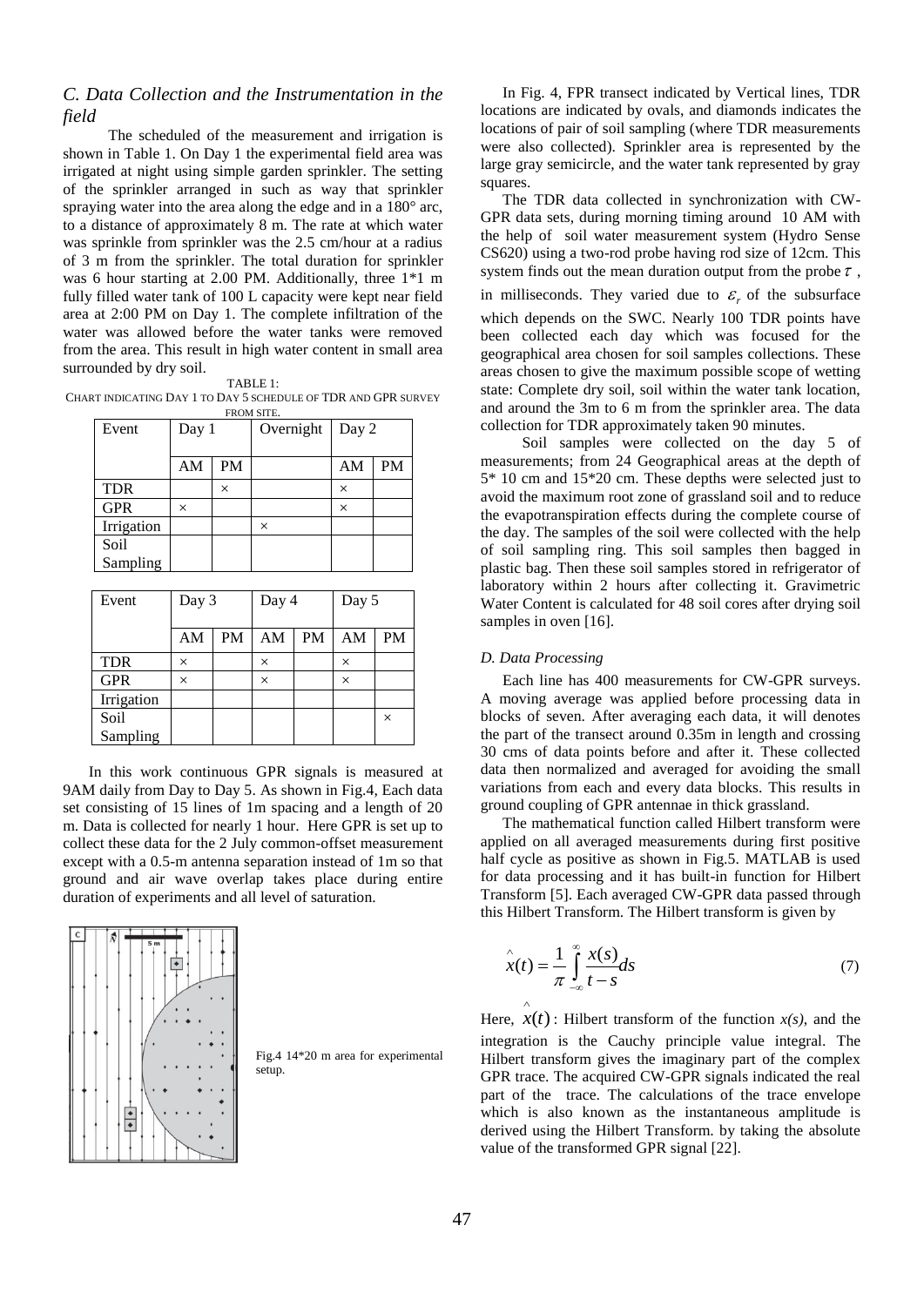### *C. Data Collection and the Instrumentation in the field*

The scheduled of the measurement and irrigation is shown in Table 1. On Day 1 the experimental field area was irrigated at night using simple garden sprinkler. The setting of the sprinkler arranged in such as way that sprinkler spraying water into the area along the edge and in a 180° arc, to a distance of approximately 8 m. The rate at which water was sprinkle from sprinkler was the 2.5 cm/hour at a radius of 3 m from the sprinkler. The total duration for sprinkler was 6 hour starting at 2.00 PM. Additionally, three 1*1 m fully filled water tank of 100 L capacity were kept near field area at 2:00 PM on Day 1. The complete infiltration of the water was allowed before the water tanks were removed from the area. This result in high water content in small area surrounded by dry soil.

TABLE 1:
CHART INDICATING DAY 1 TO DAY 5 SCHEDULE OF TDR AND GPR SURVEY FROM SITE.

| Event | Day 1 | | Overnight | Day 2 | |
|---|---|---|---|---|---|
| | AM | PM | | AM | PM |
| TDR | | × | | × | |
| GPR | × | | | × | |
| Irrigation | | | × | | |
| Soil Sampling | | | | | |

| Event | Day 3 | | Day 4 | | Day 5 | |
|---|---|---|---|---|---|---|
| | AM | PM | AM | PM | AM | PM |
| TDR | × | | × | | × | |
| GPR | × | | × | | × | |
| Irrigation | | | | | | |
| Soil Sampling | | | | | | × |

In this work continuous GPR signals is measured at 9AM daily from Day to Day 5. As shown in Fig.4, Each data set consisting of 15 lines of 1m spacing and a length of 20 m. Data is collected for nearly 1 hour. Here GPR is set up to collect these data for the 2 July common-offset measurement except with a 0.5-m antenna separation instead of 1m so that ground and air wave overlap takes place during entire duration of experiments and all level of saturation.

Fig.4 14*20 m area for experimental setup.

In Fig. 4, FPR transect indicated by Vertical lines, TDR locations are indicated by ovals, and diamonds indicates the locations of pair of soil sampling (where TDR measurements were also collected). Sprinkler area is represented by the large gray semicircle, and the water tank represented by gray squares.

The TDR data collected in synchronization with CW-GPR data sets, during morning timing around 10 AM with the help of soil water measurement system (Hydro Sense CS620) using a two-rod probe having rod size of 12cm. This system finds out the mean duration output from the probe $\tau$, in milliseconds. They varied due to $\varepsilon_r$ of the subsurface which depends on the SWC. Nearly 100 TDR points have been collected each day which was focused for the geographical area chosen for soil samples collections. These areas chosen to give the maximum possible scope of wetting state: Complete dry soil, soil within the water tank location, and around the 3m to 6 m from the sprinkler area. The data collection for TDR approximately taken 90 minutes.

Soil samples were collected on the day 5 of measurements; from 24 Geographical areas at the depth of 5* 10 cm and 15*20 cm. These depths were selected just to avoid the maximum root zone of grassland soil and to reduce the evapotranspiration effects during the complete course of the day. The samples of the soil were collected with the help of soil sampling ring. This soil samples then bagged in plastic bag. Then these soil samples stored in refrigerator of laboratory within 2 hours after collecting it. Gravimetric Water Content is calculated for 48 soil cores after drying soil samples in oven [16].

### *D. Data Processing*

Each line has 400 measurements for CW-GPR surveys. A moving average was applied before processing data in blocks of seven. After averaging each data, it will denotes the part of the transect around 0.35m in length and crossing 30 cms of data points before and after it. These collected data then normalized and averaged for avoiding the small variations from each and every data blocks. This results in ground coupling of GPR antennae in thick grassland.

The mathematical function called Hilbert transform were applied on all averaged measurements during first positive half cycle as positive as shown in Fig.5. MATLAB is used for data processing and it has built-in function for Hilbert Transform [5]. Each averaged CW-GPR data passed through this Hilbert Transform. The Hilbert transform is given by

$$\hat{x}(t) = \frac{1}{\pi} \int_{-\infty}^{\infty} \frac{x(s)}{t-s} ds \tag{7}$$

Here, $\hat{x}(t)$ : Hilbert transform of the function $x(s)$, and the integration is the Cauchy principle value integral. The Hilbert transform gives the imaginary part of the complex GPR trace. The acquired CW-GPR signals indicated the real part of the trace. The calculations of the trace envelope which is also known as the instantaneous amplitude is derived using the Hilbert Transform. by taking the absolute value of the transformed GPR signal [22].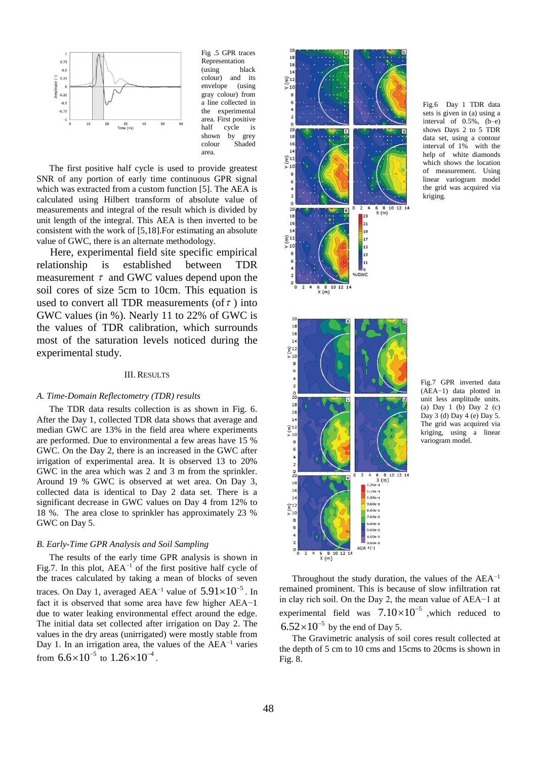Fig .5 GPR traces Representation (using black colour) and its envelope (using gray colour) from a line collected in the experimental area. First positive half cycle is shown by grey colour Shaded area.

The first positive half cycle is used to provide greatest SNR of any portion of early time continuous GPR signal which was extracted from a custom function [5]. The AEA is calculated using Hilbert transform of absolute value of measurements and integral of the result which is divided by unit length of the integral. This AEA is then inverted to be consistent with the work of [5,18].For estimating an absolute value of GWC, there is an alternate methodology.

Here, experimental field site specific empirical relationship is established between TDR measurement $\tau$ and GWC values depend upon the soil cores of size 5cm to 10cm. This equation is used to convert all TDR measurements (of $\tau$ ) into GWC values (in %). Nearly 11 to 22% of GWC is the values of TDR calibration, which surrounds most of the saturation levels noticed during the experimental study.

## III. RESULTS

### *A. Time-Domain Reflectometry (TDR) results*

The TDR data results collection is as shown in Fig. 6. After the Day 1, collected TDR data shows that average and median GWC are 13% in the field area where experiments are performed. Due to environmental a few areas have 15 % GWC. On the Day 2, there is an increased in the GWC after irrigation of experimental area. It is observed 13 to 20% GWC in the area which was 2 and 3 m from the sprinkler. Around 19 % GWC is observed at wet area. On Day 3, collected data is identical to Day 2 data set. There is a significant decrease in GWC values on Day 4 from 12% to 18 %. The area close to sprinkler has approximately 23 % GWC on Day 5.

### *B. Early-Time GPR Analysis and Soil Sampling*

The results of the early time GPR analysis is shown in Fig.7. In this plot, $AEA^{-1}$ of the first positive half cycle of the traces calculated by taking a mean of blocks of seven traces. On Day 1, averaged $AEA^{-1}$ value of $5.91\times10^{-5}$. In fact it is observed that some area have few higher AEA−1 due to water leaking environmental effect around the edge. The initial data set collected after irrigation on Day 2. The values in the dry areas (unirrigated) were mostly stable from Day 1. In an irrigation area, the values of the $AEA^{-1}$ varies from $6.6\times10^{-5}$ to $1.26\times10^{-4}$.

Fig.6 Day 1 TDR data sets is given in (a) using a interval of 0.5%, (b–e) shows Days 2 to 5 TDR data set, using a contour interval of 1% with the help of white diamonds which shows the location of measurement. Using linear variogram model the grid was acquired via kriging.

Fig.7 GPR inverted data (AEA−1) data plotted in unit less amplitude units. (a) Day 1 (b) Day 2 (c) Day 3 (d) Day 4 (e) Day 5. The grid was acquired via kriging, using a linear variogram model.

Throughout the study duration, the values of the $AEA^{-1}$ remained prominent. This is because of slow infiltration rat in clay rich soil. On the Day 2, the mean value of AEA−1 at experimental field was $7.10\times10^{-5}$ ,which reduced to $6.52\times10^{-5}$ by the end of Day 5.

The Gravimetric analysis of soil cores result collected at the depth of 5 cm to 10 cms and 15cms to 20cms is shown in Fig. 8.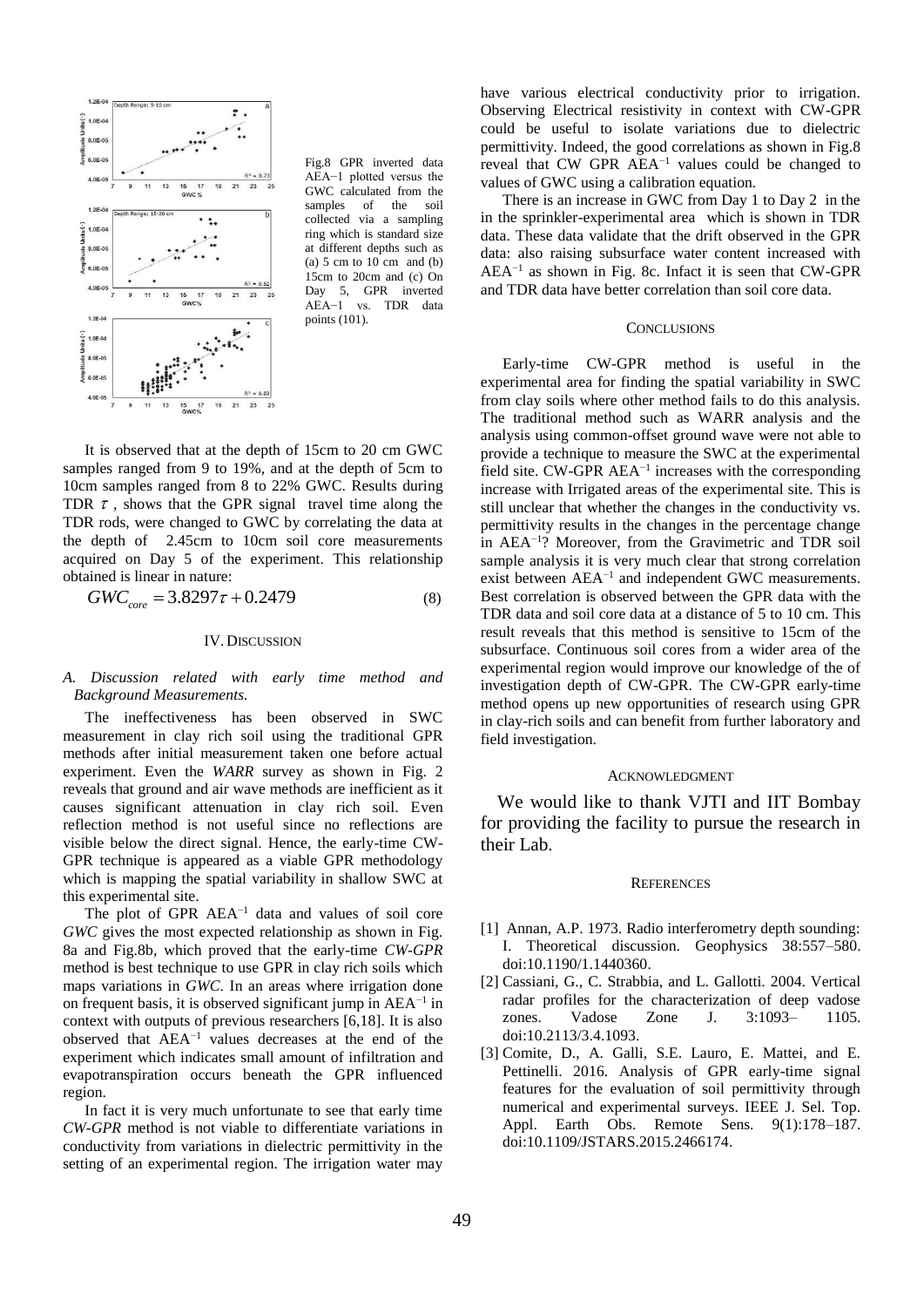Fig.8 GPR inverted data AEA−1 plotted versus the GWC calculated from the samples of the soil collected via a sampling ring which is standard size at different depths such as (a) 5 cm to 10 cm and (b) 15cm to 20cm and (c) On Day 5, GPR inverted AEA−1 vs. TDR data points (101).

It is observed that at the depth of 15cm to 20 cm GWC samples ranged from 9 to 19%, and at the depth of 5cm to 10cm samples ranged from 8 to 22% GWC. Results during TDR $\tau$ , shows that the GPR signal travel time along the TDR rods, were changed to GWC by correlating the data at the depth of 2.45cm to 10cm soil core measurements acquired on Day 5 of the experiment. This relationship obtained is linear in nature:

$$GWC_{core} = 3.8297\tau + 0.2479 \quad (8)$$

## IV. Discussion

### *A. Discussion related with early time method and Background Measurements.*

The ineffectiveness has been observed in SWC measurement in clay rich soil using the traditional GPR methods after initial measurement taken one before actual experiment. Even the *WARR* survey as shown in Fig. 2 reveals that ground and air wave methods are inefficient as it causes significant attenuation in clay rich soil. Even reflection method is not useful since no reflections are visible below the direct signal. Hence, the early-time CW-GPR technique is appeared as a viable GPR methodology which is mapping the spatial variability in shallow SWC at this experimental site.

The plot of GPR $AEA^{-1}$ data and values of soil core *GWC* gives the most expected relationship as shown in Fig. 8a and Fig.8b, which proved that the early-time *CW-GPR* method is best technique to use GPR in clay rich soils which maps variations in *GWC*. In an areas where irrigation done on frequent basis, it is observed significant jump in $AEA^{-1}$ in context with outputs of previous researchers [6,18]. It is also observed that $AEA^{-1}$ values decreases at the end of the experiment which indicates small amount of infiltration and evapotranspiration occurs beneath the GPR influenced region.

In fact it is very much unfortunate to see that early time *CW-GPR* method is not viable to differentiate variations in conductivity from variations in dielectric permittivity in the setting of an experimental region. The irrigation water may have various electrical conductivity prior to irrigation. Observing Electrical resistivity in context with CW-GPR could be useful to isolate variations due to dielectric permittivity. Indeed, the good correlations as shown in Fig.8 reveal that CW GPR $AEA^{-1}$ values could be changed to values of GWC using a calibration equation.

There is an increase in GWC from Day 1 to Day 2 in the in the sprinkler-experimental area which is shown in TDR data. These data validate that the drift observed in the GPR data: also raising subsurface water content increased with $AEA^{-1}$ as shown in Fig. 8c. Infact it is seen that CW-GPR and TDR data have better correlation than soil core data.

## Conclusions

Early-time CW-GPR method is useful in the experimental area for finding the spatial variability in SWC from clay soils where other method fails to do this analysis. The traditional method such as WARR analysis and the analysis using common-offset ground wave were not able to provide a technique to measure the SWC at the experimental field site. CW-GPR $AEA^{-1}$ increases with the corresponding increase with Irrigated areas of the experimental site. This is still unclear that whether the changes in the conductivity vs. permittivity results in the changes in the percentage change in $AEA^{-1}$? Moreover, from the Gravimetric and TDR soil sample analysis it is very much clear that strong correlation exist between $AEA^{-1}$ and independent GWC measurements. Best correlation is observed between the GPR data with the TDR data and soil core data at a distance of 5 to 10 cm. This result reveals that this method is sensitive to 15cm of the subsurface. Continuous soil cores from a wider area of the experimental region would improve our knowledge of the of investigation depth of CW-GPR. The CW-GPR early-time method opens up new opportunities of research using GPR in clay-rich soils and can benefit from further laboratory and field investigation.

## Acknowledgment

We would like to thank VJTI and IIT Bombay for providing the facility to pursue the research in their Lab.

## References

[1] Annan, A.P. 1973. Radio interferometry depth sounding: I. Theoretical discussion. Geophysics 38:557–580. doi:10.1190/1.1440360.

[2] Cassiani, G., C. Strabbia, and L. Gallotti. 2004. Vertical radar profiles for the characterization of deep vadose zones. Vadose Zone J. 3:1093– 1105. doi:10.2113/3.4.1093.

[3] Comite, D., A. Galli, S.E. Lauro, E. Mattei, and E. Pettinelli. 2016. Analysis of GPR early-time signal features for the evaluation of soil permittivity through numerical and experimental surveys. IEEE J. Sel. Top. Appl. Earth Obs. Remote Sens. 9(1):178–187. doi:10.1109/JSTARS.2015.2466174.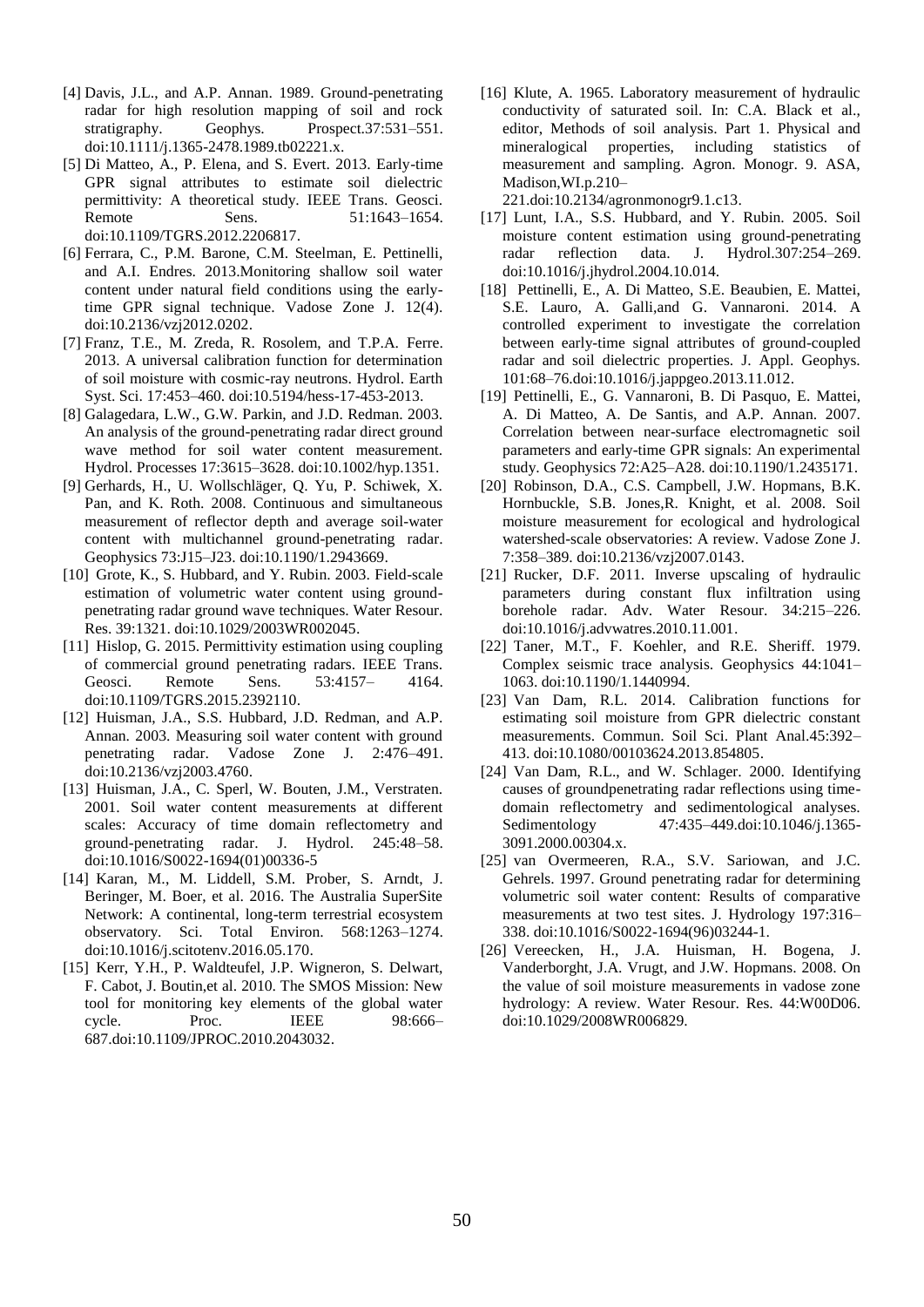[4] Davis, J.L., and A.P. Annan. 1989. Ground-penetrating radar for high resolution mapping of soil and rock stratigraphy. Geophys. Prospect.37:531–551. doi:10.1111/j.1365-2478.1989.tb02221.x.

[5] Di Matteo, A., P. Elena, and S. Evert. 2013. Early-time GPR signal attributes to estimate soil dielectric permittivity: A theoretical study. IEEE Trans. Geosci. Remote Sens. 51:1643–1654. doi:10.1109/TGRS.2012.2206817.

[6] Ferrara, C., P.M. Barone, C.M. Steelman, E. Pettinelli, and A.I. Endres. 2013.Monitoring shallow soil water content under natural field conditions using the early-time GPR signal technique. Vadose Zone J. 12(4). doi:10.2136/vzj2012.0202.

[7] Franz, T.E., M. Zreda, R. Rosolem, and T.P.A. Ferre. 2013. A universal calibration function for determination of soil moisture with cosmic-ray neutrons. Hydrol. Earth Syst. Sci. 17:453–460. doi:10.5194/hess-17-453-2013.

[8] Galagedara, L.W., G.W. Parkin, and J.D. Redman. 2003. An analysis of the ground-penetrating radar direct ground wave method for soil water content measurement. Hydrol. Processes 17:3615–3628. doi:10.1002/hyp.1351.

[9] Gerhards, H., U. Wollschläger, Q. Yu, P. Schiwek, X. Pan, and K. Roth. 2008. Continuous and simultaneous measurement of reflector depth and average soil-water content with multichannel ground-penetrating radar. Geophysics 73:J15–J23. doi:10.1190/1.2943669.

[10] Grote, K., S. Hubbard, and Y. Rubin. 2003. Field-scale estimation of volumetric water content using ground-penetrating radar ground wave techniques. Water Resour. Res. 39:1321. doi:10.1029/2003WR002045.

[11] Hislop, G. 2015. Permittivity estimation using coupling of commercial ground penetrating radars. IEEE Trans. Geosci. Remote Sens. 53:4157– 4164. doi:10.1109/TGRS.2015.2392110.

[12] Huisman, J.A., S.S. Hubbard, J.D. Redman, and A.P. Annan. 2003. Measuring soil water content with ground penetrating radar. Vadose Zone J. 2:476–491. doi:10.2136/vzj2003.4760.

[13] Huisman, J.A., C. Sperl, W. Bouten, J.M., Verstraten. 2001. Soil water content measurements at different scales: Accuracy of time domain reflectometry and ground-penetrating radar. J. Hydrol. 245:48–58. doi:10.1016/S0022-1694(01)00336-5

[14] Karan, M., M. Liddell, S.M. Prober, S. Arndt, J. Beringer, M. Boer, et al. 2016. The Australia SuperSite Network: A continental, long-term terrestrial ecosystem observatory. Sci. Total Environ. 568:1263–1274. doi:10.1016/j.scitotenv.2016.05.170.

[15] Kerr, Y.H., P. Waldteufel, J.P. Wigneron, S. Delwart, F. Cabot, J. Boutin,et al. 2010. The SMOS Mission: New tool for monitoring key elements of the global water cycle. Proc. IEEE 98:666–687.doi:10.1109/JPROC.2010.2043032.

[16] Klute, A. 1965. Laboratory measurement of hydraulic conductivity of saturated soil. In: C.A. Black et al., editor, Methods of soil analysis. Part 1. Physical and mineralogical properties, including statistics of measurement and sampling. Agron. Monogr. 9. ASA, Madison,WI.p.210–221.doi:10.2134/agronmonogr9.1.c13.

[17] Lunt, I.A., S.S. Hubbard, and Y. Rubin. 2005. Soil moisture content estimation using ground-penetrating radar reflection data. J. Hydrol.307:254–269. doi:10.1016/j.jhydrol.2004.10.014.

[18] Pettinelli, E., A. Di Matteo, S.E. Beaubien, E. Mattei, S.E. Lauro, A. Galli,and G. Vannaroni. 2014. A controlled experiment to investigate the correlation between early-time signal attributes of ground-coupled radar and soil dielectric properties. J. Appl. Geophys. 101:68–76.doi:10.1016/j.jappgeo.2013.11.012.

[19] Pettinelli, E., G. Vannaroni, B. Di Pasquo, E. Mattei, A. Di Matteo, A. De Santis, and A.P. Annan. 2007. Correlation between near-surface electromagnetic soil parameters and early-time GPR signals: An experimental study. Geophysics 72:A25–A28. doi:10.1190/1.2435171.

[20] Robinson, D.A., C.S. Campbell, J.W. Hopmans, B.K. Hornbuckle, S.B. Jones,R. Knight, et al. 2008. Soil moisture measurement for ecological and hydrological watershed-scale observatories: A review. Vadose Zone J. 7:358–389. doi:10.2136/vzj2007.0143.

[21] Rucker, D.F. 2011. Inverse upscaling of hydraulic parameters during constant flux infiltration using borehole radar. Adv. Water Resour. 34:215–226. doi:10.1016/j.advwatres.2010.11.001.

[22] Taner, M.T., F. Koehler, and R.E. Sheriff. 1979. Complex seismic trace analysis. Geophysics 44:1041–1063. doi:10.1190/1.1440994.

[23] Van Dam, R.L. 2014. Calibration functions for estimating soil moisture from GPR dielectric constant measurements. Commun. Soil Sci. Plant Anal.45:392–413. doi:10.1080/00103624.2013.854805.

[24] Van Dam, R.L., and W. Schlager. 2000. Identifying causes of groundpenetrating radar reflections using time-domain reflectometry and sedimentological analyses. Sedimentology 47:435–449.doi:10.1046/j.1365-3091.2000.00304.x.

[25] van Overmeeren, R.A., S.V. Sariowan, and J.C. Gehrels. 1997. Ground penetrating radar for determining volumetric soil water content: Results of comparative measurements at two test sites. J. Hydrology 197:316–338. doi:10.1016/S0022-1694(96)03244-1.

[26] Vereecken, H., J.A. Huisman, H. Bogena, J. Vanderborght, J.A. Vrugt, and J.W. Hopmans. 2008. On the value of soil moisture measurements in vadose zone hydrology: A review. Water Resour. Res. 44:W00D06. doi:10.1029/2008WR006829.